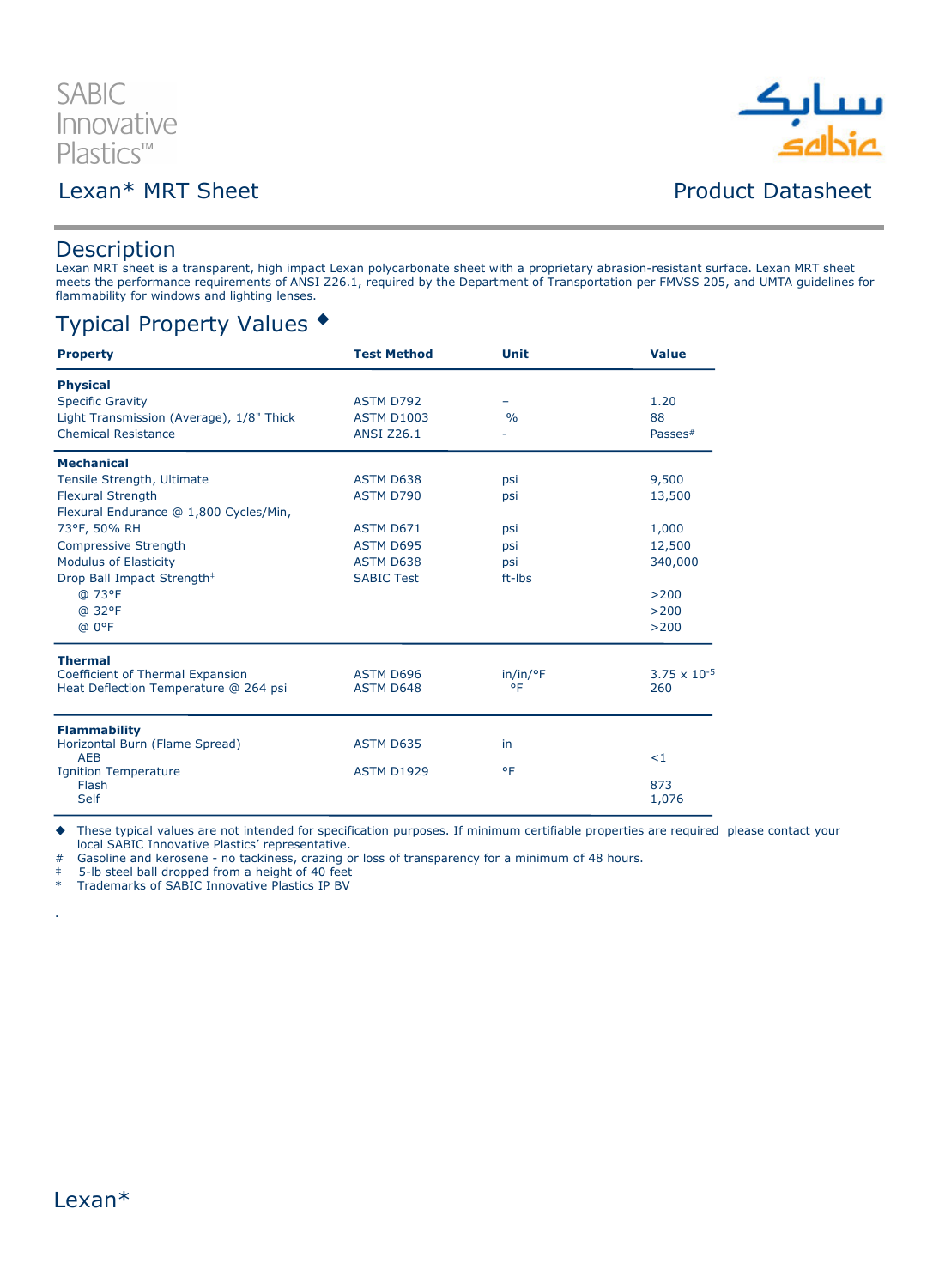SABIC Innovative Plastics™

# Lexan* MRT Sheet

Product Datasheet

## Description

Lexan MRT sheet is a transparent, high impact Lexan polycarbonate sheet with a proprietary abrasion-resistant surface. Lexan MRT sheet meets the performance requirements of ANSI Z26.1, required by the Department of Transportation per FMVSS 205, and UMTA guidelines for flammability for windows and lighting lenses.

## Typical Property Values ◆

| Property | Test Method | Unit | Value |
|---|---|---|---|
| **Physical** | | | |
| Specific Gravity | ASTM D792 | – | 1.20 |
| Light Transmission (Average), 1/8" Thick | ASTM D1003 | % | 88 |
| Chemical Resistance | ANSI Z26.1 | - | Passes# |
| **Mechanical** | | | |
| Tensile Strength, Ultimate | ASTM D638 | psi | 9,500 |
| Flexural Strength | ASTM D790 | psi | 13,500 |
| Flexural Endurance @ 1,800 Cycles/Min, 73°F, 50% RH | ASTM D671 | psi | 1,000 |
| Compressive Strength | ASTM D695 | psi | 12,500 |
| Modulus of Elasticity | ASTM D638 | psi | 340,000 |
| Drop Ball Impact Strength‡ | SABIC Test | ft-lbs | |
| @ 73°F | | | >200 |
| @ 32°F | | | >200 |
| @ 0°F | | | >200 |
| **Thermal** | | | |
| Coefficient of Thermal Expansion | ASTM D696 | in/in/°F | $3.75 \times 10^{-5}$ |
| Heat Deflection Temperature @ 264 psi | ASTM D648 | °F | 260 |
| **Flammability** | | | |
| Horizontal Burn (Flame Spread) | ASTM D635 | in | |
| AEB | | | <1 |
| Ignition Temperature | ASTM D1929 | °F | |
| Flash | | | 873 |
| Self | | | 1,076 |

◆ These typical values are not intended for specification purposes. If minimum certifiable properties are required please contact your local SABIC Innovative Plastics' representative.

\# Gasoline and kerosene - no tackiness, crazing or loss of transparency for a minimum of 48 hours.

‡ 5-lb steel ball dropped from a height of 40 feet

\* Trademarks of SABIC Innovative Plastics IP BV

Lexan*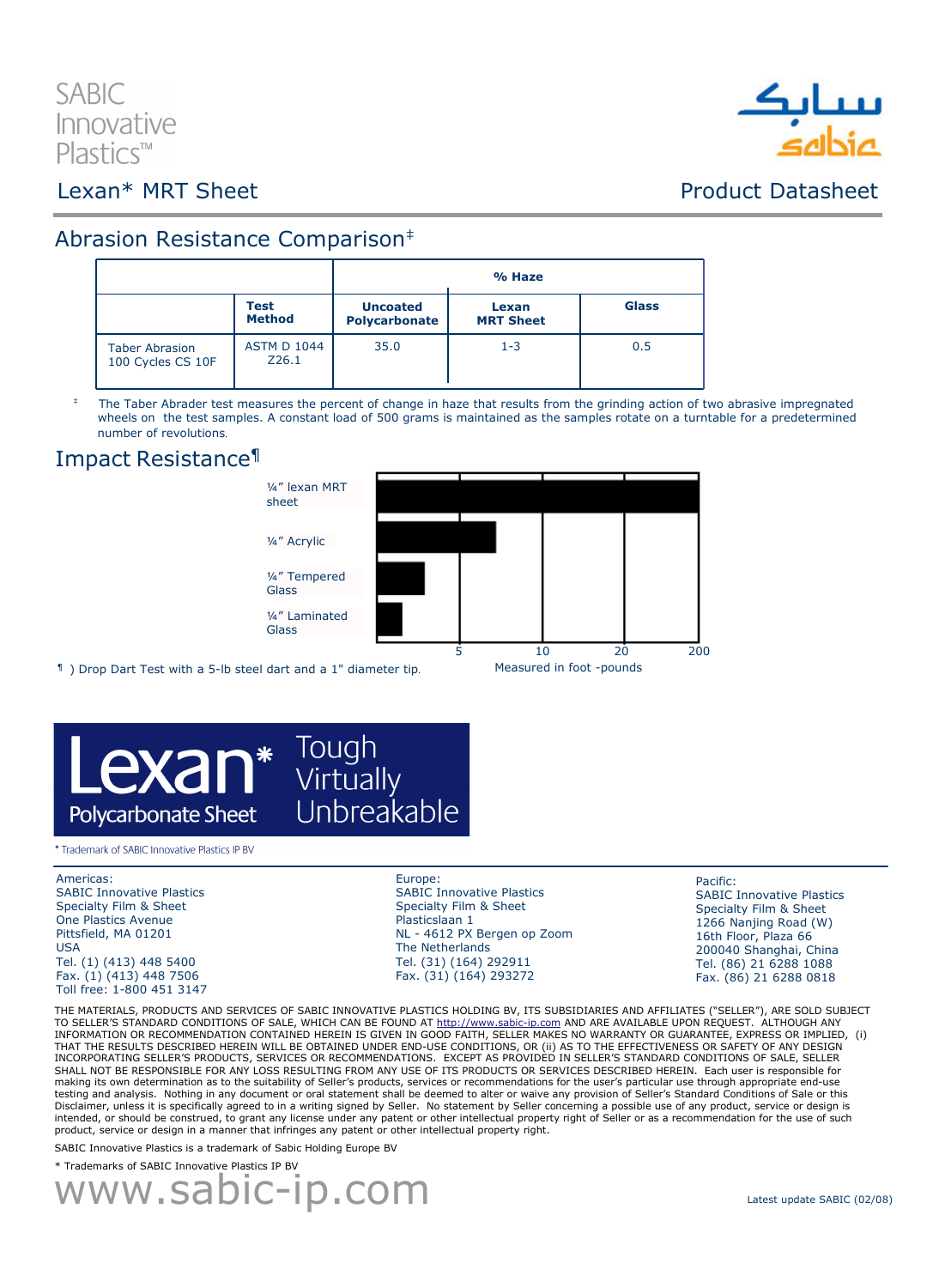## Abrasion Resistance Comparison‡

| | | % Haze | | |
|---|---|---|---|---|
| | Test Method | Uncoated Polycarbonate | Lexan MRT Sheet | Glass |
| Taber Abrasion 100 Cycles CS 10F | ASTM D 1044 Z26.1 | 35.0 | 1-3 | 0.5 |

‡ The Taber Abrader test measures the percent of change in haze that results from the grinding action of two abrasive impregnated wheels on the test samples. A constant load of 500 grams is maintained as the samples rotate on a turntable for a predetermined number of revolutions.

## Impact Resistance¶

¼" lexan MRT sheet

¼" Acrylic

¼" Tempered Glass

¼" Laminated Glass

5

10

20

200

Measured in foot -pounds

¶ ) Drop Dart Test with a 5-lb steel dart and a 1" diameter tip.

Lexan* Polycarbonate Sheet — Tough Virtually Unbreakable

* Trademark of SABIC Innovative Plastics IP BV

Americas:
SABIC Innovative Plastics
Specialty Film & Sheet
One Plastics Avenue
Pittsfield, MA 01201
USA
Tel. (1) (413) 448 5400
Fax. (1) (413) 448 7506
Toll free: 1-800 451 3147

Europe:
SABIC Innovative Plastics
Specialty Film & Sheet
Plasticslaan 1
NL - 4612 PX Bergen op Zoom
The Netherlands
Tel. (31) (164) 292911
Fax. (31) (164) 293272

Pacific:
SABIC Innovative Plastics
Specialty Film & Sheet
1266 Nanjing Road (W)
16th Floor, Plaza 66
200040 Shanghai, China
Tel. (86) 21 6288 1088
Fax. (86) 21 6288 0818

THE MATERIALS, PRODUCTS AND SERVICES OF SABIC INNOVATIVE PLASTICS HOLDING BV, ITS SUBSIDIARIES AND AFFILIATES ("SELLER"), ARE SOLD SUBJECT TO SELLER'S STANDARD CONDITIONS OF SALE, WHICH CAN BE FOUND AT http://www.sabic-ip.com AND ARE AVAILABLE UPON REQUEST. ALTHOUGH ANY INFORMATION OR RECOMMENDATION CONTAINED HEREIN IS GIVEN IN GOOD FAITH, SELLER MAKES NO WARRANTY OR GUARANTEE, EXPRESS OR IMPLIED, (i) THAT THE RESULTS DESCRIBED HEREIN WILL BE OBTAINED UNDER END-USE CONDITIONS, OR (ii) AS TO THE EFFECTIVENESS OR SAFETY OF ANY DESIGN INCORPORATING SELLER'S PRODUCTS, SERVICES OR RECOMMENDATIONS. EXCEPT AS PROVIDED IN SELLER'S STANDARD CONDITIONS OF SALE, SELLER SHALL NOT BE RESPONSIBLE FOR ANY LOSS RESULTING FROM ANY USE OF ITS PRODUCTS OR SERVICES DESCRIBED HEREIN. Each user is responsible for making its own determination as to the suitability of Seller's products, services or recommendations for the user's particular use through appropriate end-use testing and analysis. Nothing in any document or oral statement shall be deemed to alter or waive any provision of Seller's Standard Conditions of Sale or this Disclaimer, unless it is specifically agreed to in a writing signed by Seller. No statement by Seller concerning a possible use of any product, service or design is intended, or should be construed, to grant any license under any patent or other intellectual property right of Seller or as a recommendation for the use of such product, service or design in a manner that infringes any patent or other intellectual property right.

SABIC Innovative Plastics is a trademark of Sabic Holding Europe BV

* Trademarks of SABIC Innovative Plastics IP BV

www.sabic-ip.com

Latest update SABIC (02/08)